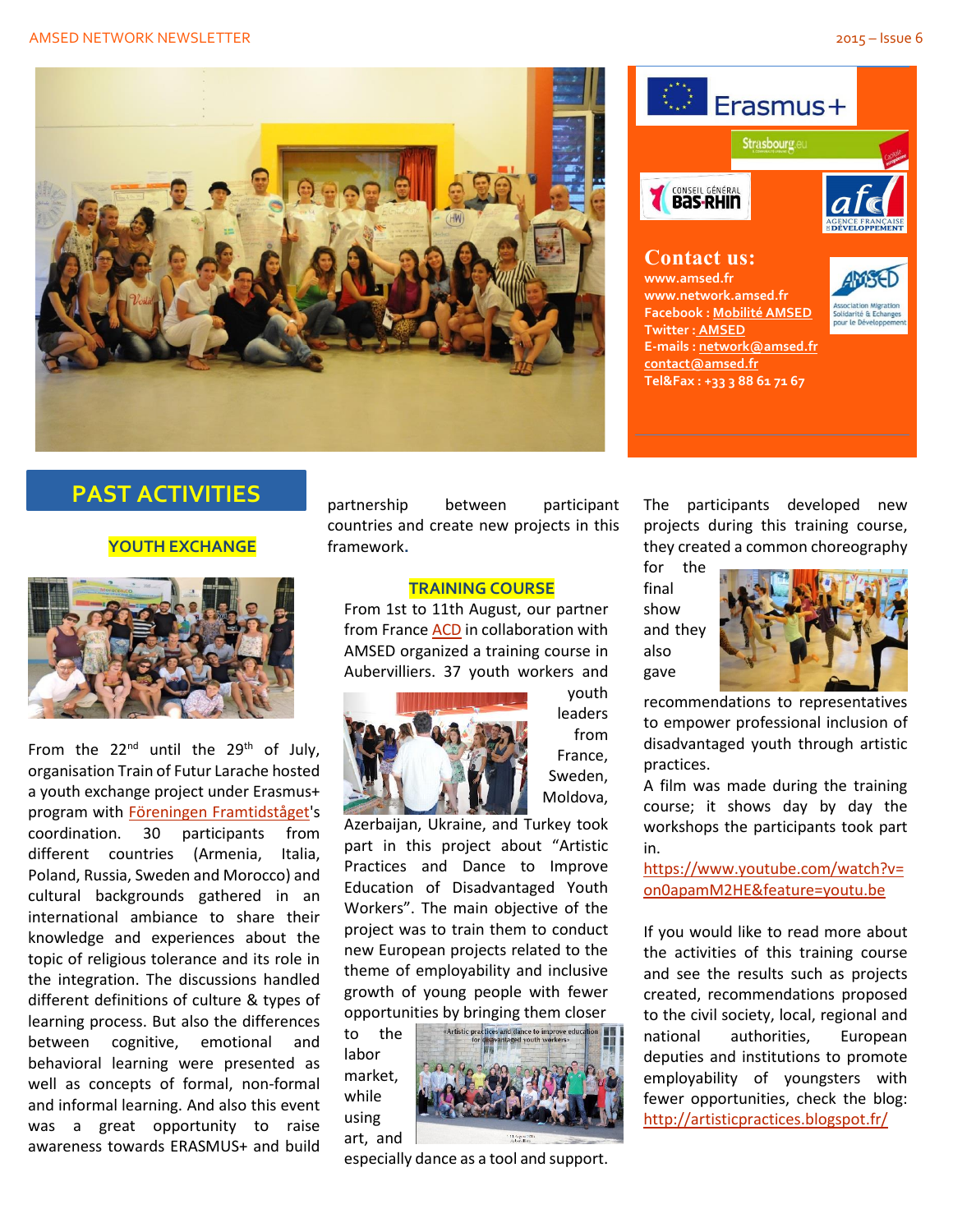**Contact us:**
www.amsed.fr
www.network.amsed.fr
Facebook : Mobilité AMSED
Twitter : AMSED
E-mails : network@amsed.fr
contact@amsed.fr
Tel&Fax : +33 3 88 61 71 67

# PAST ACTIVITIES

## YOUTH EXCHANGE

From the 22nd until the 29th of July, organisation Train of Futur Larache hosted a youth exchange project under Erasmus+ program with Föreningen Framtidståget's coordination. 30 participants from different countries (Armenia, Italia, Poland, Russia, Sweden and Morocco) and cultural backgrounds gathered in an international ambiance to share their knowledge and experiences about the topic of religious tolerance and its role in the integration. The discussions handled different definitions of culture & types of learning process. But also the differences between cognitive, emotional and behavioral learning were presented as well as concepts of formal, non-formal and informal learning. And also this event was a great opportunity to raise awareness towards ERASMUS+ and build partnership between participant countries and create new projects in this framework.

## TRAINING COURSE

From 1st to 11th August, our partner from France ACD in collaboration with AMSED organized a training course in Aubervilliers. 37 youth workers and youth leaders from France, Sweden, Moldova, Azerbaijan, Ukraine, and Turkey took part in this project about "Artistic Practices and Dance to Improve Education of Disadvantaged Youth Workers". The main objective of the project was to train them to conduct new European projects related to the theme of employability and inclusive growth of young people with fewer opportunities by bringing them closer to the labor market, while using art, and especially dance as a tool and support.

The participants developed new projects during this training course, they created a common choreography for the final show and they also gave recommendations to representatives to empower professional inclusion of disadvantaged youth through artistic practices.

A film was made during the training course; it shows day by day the workshops the participants took part in.

https://www.youtube.com/watch?v=on0apamM2HE&feature=youtu.be

If you would like to read more about the activities of this training course and see the results such as projects created, recommendations proposed to the civil society, local, regional and national authorities, European deputies and institutions to promote employability of youngsters with fewer opportunities, check the blog: http://artisticpractices.blogspot.fr/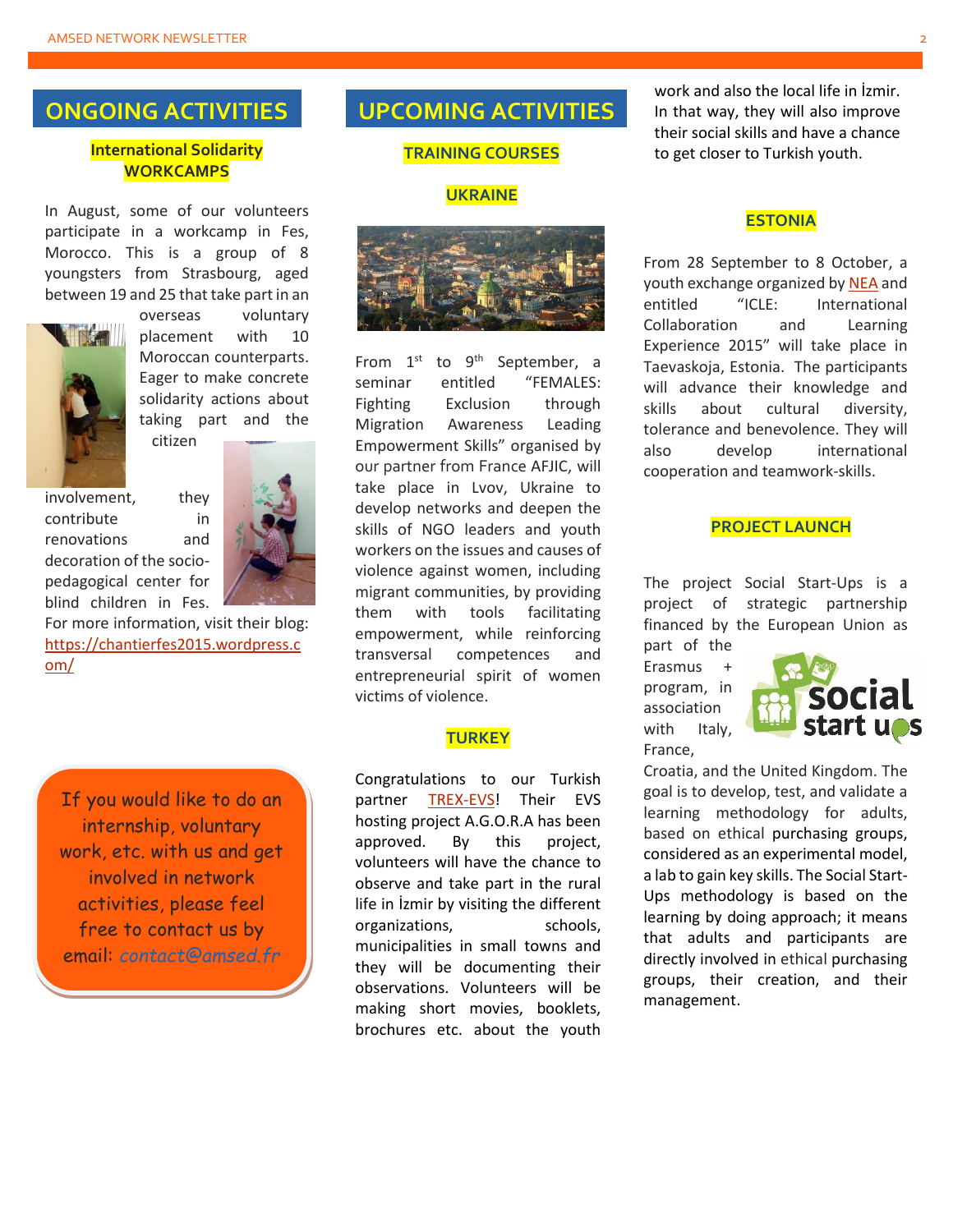## ONGOING ACTIVITIES

### International Solidarity WORKCAMPS

In August, some of our volunteers participate in a workcamp in Fes, Morocco. This is a group of 8 youngsters from Strasbourg, aged between 19 and 25 that take part in an overseas voluntary placement with 10 Moroccan counterparts. Eager to make concrete solidarity actions about taking part and the citizen involvement, they contribute in renovations and decoration of the socio-pedagogical center for blind children in Fes. For more information, visit their blog: https://chantierfes2015.wordpress.com/

If you would like to do an internship, voluntary work, etc. with us and get involved in network activities, please feel free to contact us by email: *contact@amsed.fr*

## UPCOMING ACTIVITIES

### TRAINING COURSES

#### UKRAINE

From 1st to 9th September, a seminar entitled "FEMALES: Fighting Exclusion through Migration Awareness Leading Empowerment Skills" organised by our partner from France AFJIC, will take place in Lvov, Ukraine to develop networks and deepen the skills of NGO leaders and youth workers on the issues and causes of violence against women, including migrant communities, by providing them with tools facilitating empowerment, while reinforcing transversal competences and entrepreneurial spirit of women victims of violence.

#### TURKEY

Congratulations to our Turkish partner TREX-EVS! Their EVS hosting project A.G.O.R.A has been approved. By this project, volunteers will have the chance to observe and take part in the rural life in İzmir by visiting the different organizations, schools, municipalities in small towns and they will be documenting their observations. Volunteers will be making short movies, booklets, brochures etc. about the youth work and also the local life in İzmir. In that way, they will also improve their social skills and have a chance to get closer to Turkish youth.

#### ESTONIA

From 28 September to 8 October, a youth exchange organized by NEA and entitled "ICLE: International Collaboration and Learning Experience 2015" will take place in Taevaskoja, Estonia. The participants will advance their knowledge and skills about cultural diversity, tolerance and benevolence. They will also develop international cooperation and teamwork-skills.

### PROJECT LAUNCH

The project Social Start-Ups is a project of strategic partnership financed by the European Union as part of the Erasmus + program, in association with Italy, France, Croatia, and the United Kingdom. The goal is to develop, test, and validate a learning methodology for adults, based on ethical purchasing groups, considered as an experimental model, a lab to gain key skills. The Social Start-Ups methodology is based on the learning by doing approach; it means that adults and participants are directly involved in ethical purchasing groups, their creation, and their management.